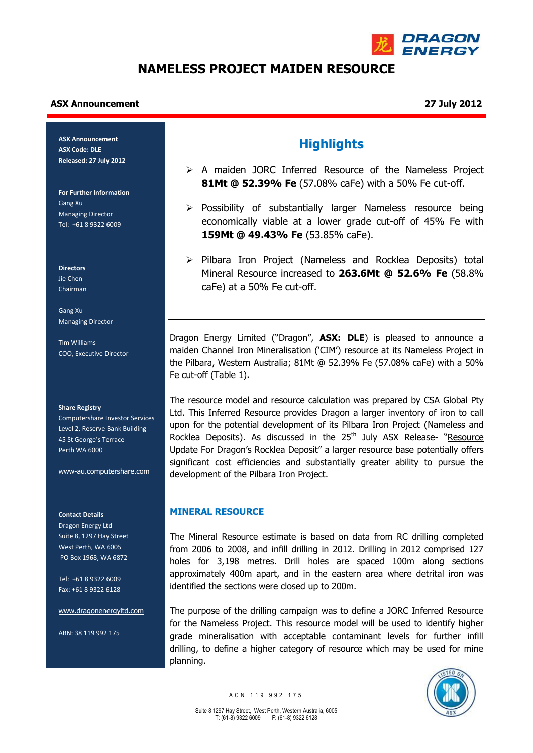# NAMELESS PROJECT MAIDEN RESOURCE

**ASX Announcement** **27 July 2012**

**ASX Announcement**
**ASX Code: DLE**
**Released: 27 July 2012**

**For Further Information**
Gang Xu
Managing Director
Tel: +61 8 9322 6009

**Directors**
Jie Chen
Chairman

Gang Xu
Managing Director

Tim Williams
COO, Executive Director

**Share Registry**
Computershare Investor Services
Level 2, Reserve Bank Building
45 St George's Terrace
Perth WA 6000

www-au.computershare.com

**Contact Details**
Dragon Energy Ltd
Suite 8, 1297 Hay Street
West Perth, WA 6005
PO Box 1968, WA 6872

Tel: +61 8 9322 6009
Fax: +61 8 9322 6128

www.dragonenergyltd.com

ABN: 38 119 992 175

## Highlights

- A maiden JORC Inferred Resource of the Nameless Project **81Mt @ 52.39% Fe** (57.08% caFe) with a 50% Fe cut-off.
- Possibility of substantially larger Nameless resource being economically viable at a lower grade cut-off of 45% Fe with **159Mt @ 49.43% Fe** (53.85% caFe).
- Pilbara Iron Project (Nameless and Rocklea Deposits) total Mineral Resource increased to **263.6Mt @ 52.6% Fe** (58.8% caFe) at a 50% Fe cut-off.

Dragon Energy Limited ("Dragon", **ASX: DLE**) is pleased to announce a maiden Channel Iron Mineralisation ('CIM') resource at its Nameless Project in the Pilbara, Western Australia; 81Mt @ 52.39% Fe (57.08% caFe) with a 50% Fe cut-off (Table 1).

The resource model and resource calculation was prepared by CSA Global Pty Ltd. This Inferred Resource provides Dragon a larger inventory of iron to call upon for the potential development of its Pilbara Iron Project (Nameless and Rocklea Deposits). As discussed in the 25th July ASX Release- "Resource Update For Dragon's Rocklea Deposit" a larger resource base potentially offers significant cost efficiencies and substantially greater ability to pursue the development of the Pilbara Iron Project.

### MINERAL RESOURCE

The Mineral Resource estimate is based on data from RC drilling completed from 2006 to 2008, and infill drilling in 2012. Drilling in 2012 comprised 127 holes for 3,198 metres. Drill holes are spaced 100m along sections approximately 400m apart, and in the eastern area where detrital iron was identified the sections were closed up to 200m.

The purpose of the drilling campaign was to define a JORC Inferred Resource for the Nameless Project. This resource model will be used to identify higher grade mineralisation with acceptable contaminant levels for further infill drilling, to define a higher category of resource which may be used for mine planning.

ACN 119 992 175

Suite 8 1297 Hay Street, West Perth, Western Australia, 6005
T: (61-8) 9322 6009 F: (61-8) 9322 6128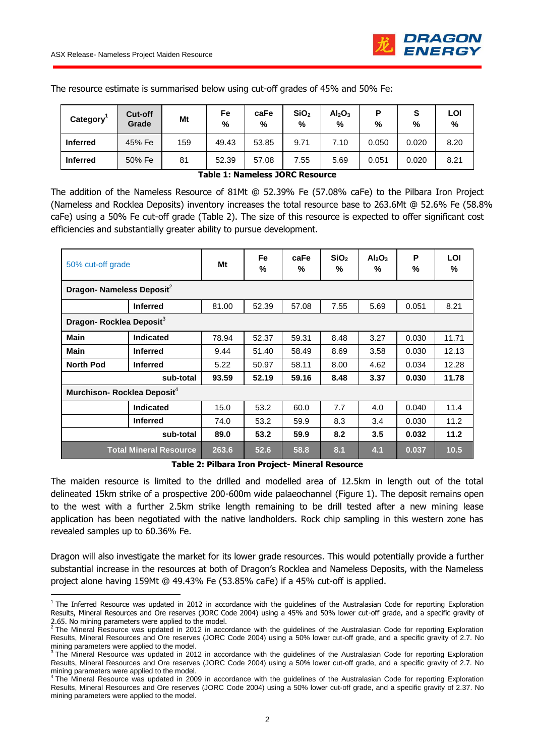The resource estimate is summarised below using cut-off grades of 45% and 50% Fe:

| Category[1] | Cut-off Grade | Mt | Fe % | caFe % | $SiO_2$ % | $Al_2O_3$ % | P % | S % | LOI % |
|---|---|---|---|---|---|---|---|---|---|
| **Inferred** | 45% Fe | 159 | 49.43 | 53.85 | 9.71 | 7.10 | 0.050 | 0.020 | 8.20 |
| **Inferred** | 50% Fe | 81 | 52.39 | 57.08 | 7.55 | 5.69 | 0.051 | 0.020 | 8.21 |

**Table 1: Nameless JORC Resource**

The addition of the Nameless Resource of 81Mt @ 52.39% Fe (57.08% caFe) to the Pilbara Iron Project (Nameless and Rocklea Deposits) inventory increases the total resource base to 263.6Mt @ 52.6% Fe (58.8% caFe) using a 50% Fe cut-off grade (Table 2). The size of this resource is expected to offer significant cost efficiencies and substantially greater ability to pursue development.

| 50% cut-off grade | | Mt | Fe % | caFe % | $SiO_2$ % | $Al_2O_3$ % | P % | LOI % |
|---|---|---|---|---|---|---|---|---|
| **Dragon- Nameless Deposit[2]** | | | | | | | | |
| | **Inferred** | 81.00 | 52.39 | 57.08 | 7.55 | 5.69 | 0.051 | 8.21 |
| **Dragon- Rocklea Deposit[3]** | | | | | | | | |
| **Main** | **Indicated** | 78.94 | 52.37 | 59.31 | 8.48 | 3.27 | 0.030 | 11.71 |
| **Main** | **Inferred** | 9.44 | 51.40 | 58.49 | 8.69 | 3.58 | 0.030 | 12.13 |
| **North Pod** | **Inferred** | 5.22 | 50.97 | 58.11 | 8.00 | 4.62 | 0.034 | 12.28 |
| | **sub-total** | **93.59** | **52.19** | **59.16** | **8.48** | **3.37** | **0.030** | **11.78** |
| **Murchison- Rocklea Deposit[4]** | | | | | | | | |
| | **Indicated** | 15.0 | 53.2 | 60.0 | 7.7 | 4.0 | 0.040 | 11.4 |
| | **Inferred** | 74.0 | 53.2 | 59.9 | 8.3 | 3.4 | 0.030 | 11.2 |
| | **sub-total** | **89.0** | **53.2** | **59.9** | **8.2** | **3.5** | **0.032** | **11.2** |
| **Total Mineral Resource** | | **263.6** | **52.6** | **58.8** | **8.1** | **4.1** | **0.037** | **10.5** |

**Table 2: Pilbara Iron Project- Mineral Resource**

The maiden resource is limited to the drilled and modelled area of 12.5km in length out of the total delineated 15km strike of a prospective 200-600m wide palaeochannel (Figure 1). The deposit remains open to the west with a further 2.5km strike length remaining to be drill tested after a new mining lease application has been negotiated with the native landholders. Rock chip sampling in this western zone has revealed samples up to 60.36% Fe.

Dragon will also investigate the market for its lower grade resources. This would potentially provide a further substantial increase in the resources at both of Dragon's Rocklea and Nameless Deposits, with the Nameless project alone having 159Mt @ 49.43% Fe (53.85% caFe) if a 45% cut-off is applied.

---

[1] The Inferred Resource was updated in 2012 in accordance with the guidelines of the Australasian Code for reporting Exploration Results, Mineral Resources and Ore reserves (JORC Code 2004) using a 45% and 50% lower cut-off grade, and a specific gravity of 2.65. No mining parameters were applied to the model.

[2] The Mineral Resource was updated in 2012 in accordance with the guidelines of the Australasian Code for reporting Exploration Results, Mineral Resources and Ore reserves (JORC Code 2004) using a 50% lower cut-off grade, and a specific gravity of 2.7. No mining parameters were applied to the model.

[3] The Mineral Resource was updated in 2012 in accordance with the guidelines of the Australasian Code for reporting Exploration Results, Mineral Resources and Ore reserves (JORC Code 2004) using a 50% lower cut-off grade, and a specific gravity of 2.7. No mining parameters were applied to the model.

[4] The Mineral Resource was updated in 2009 in accordance with the guidelines of the Australasian Code for reporting Exploration Results, Mineral Resources and Ore reserves (JORC Code 2004) using a 50% lower cut-off grade, and a specific gravity of 2.37. No mining parameters were applied to the model.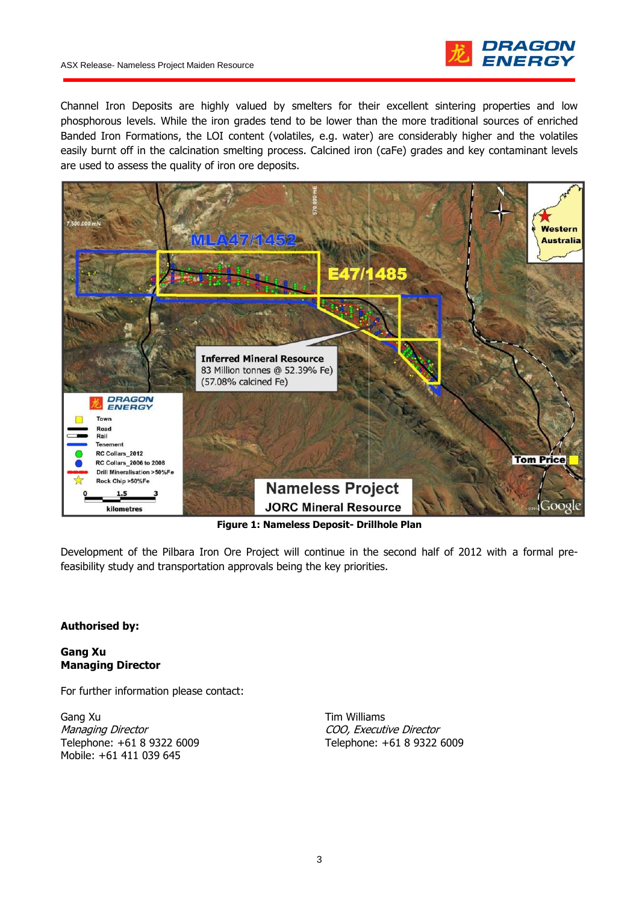Channel Iron Deposits are highly valued by smelters for their excellent sintering properties and low phosphorous levels. While the iron grades tend to be lower than the more traditional sources of enriched Banded Iron Formations, the LOI content (volatiles, e.g. water) are considerably higher and the volatiles easily burnt off in the calcination smelting process. Calcined iron (caFe) grades and key contaminant levels are used to assess the quality of iron ore deposits.

**Figure 1: Nameless Deposit- Drillhole Plan**

Development of the Pilbara Iron Ore Project will continue in the second half of 2012 with a formal pre-feasibility study and transportation approvals being the key priorities.

**Authorised by:**

**Gang Xu**
**Managing Director**

For further information please contact:

Gang Xu
*Managing Director*
Telephone: +61 8 9322 6009
Mobile: +61 411 039 645

Tim Williams
*COO, Executive Director*
Telephone: +61 8 9322 6009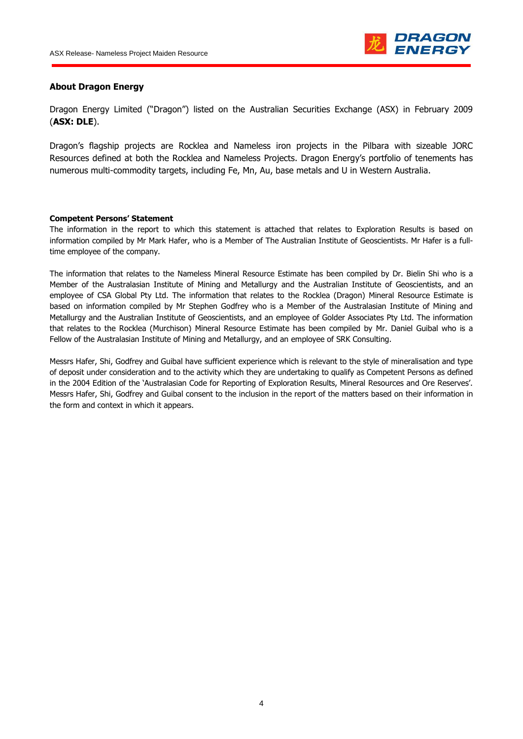## About Dragon Energy

Dragon Energy Limited ("Dragon") listed on the Australian Securities Exchange (ASX) in February 2009 (**ASX: DLE**).

Dragon's flagship projects are Rocklea and Nameless iron projects in the Pilbara with sizeable JORC Resources defined at both the Rocklea and Nameless Projects. Dragon Energy's portfolio of tenements has numerous multi-commodity targets, including Fe, Mn, Au, base metals and U in Western Australia.

**Competent Persons' Statement**

The information in the report to which this statement is attached that relates to Exploration Results is based on information compiled by Mr Mark Hafer, who is a Member of The Australian Institute of Geoscientists. Mr Hafer is a full-time employee of the company.

The information that relates to the Nameless Mineral Resource Estimate has been compiled by Dr. Bielin Shi who is a Member of the Australasian Institute of Mining and Metallurgy and the Australian Institute of Geoscientists, and an employee of CSA Global Pty Ltd. The information that relates to the Rocklea (Dragon) Mineral Resource Estimate is based on information compiled by Mr Stephen Godfrey who is a Member of the Australasian Institute of Mining and Metallurgy and the Australian Institute of Geoscientists, and an employee of Golder Associates Pty Ltd. The information that relates to the Rocklea (Murchison) Mineral Resource Estimate has been compiled by Mr. Daniel Guibal who is a Fellow of the Australasian Institute of Mining and Metallurgy, and an employee of SRK Consulting.

Messrs Hafer, Shi, Godfrey and Guibal have sufficient experience which is relevant to the style of mineralisation and type of deposit under consideration and to the activity which they are undertaking to qualify as Competent Persons as defined in the 2004 Edition of the 'Australasian Code for Reporting of Exploration Results, Mineral Resources and Ore Reserves'. Messrs Hafer, Shi, Godfrey and Guibal consent to the inclusion in the report of the matters based on their information in the form and context in which it appears.